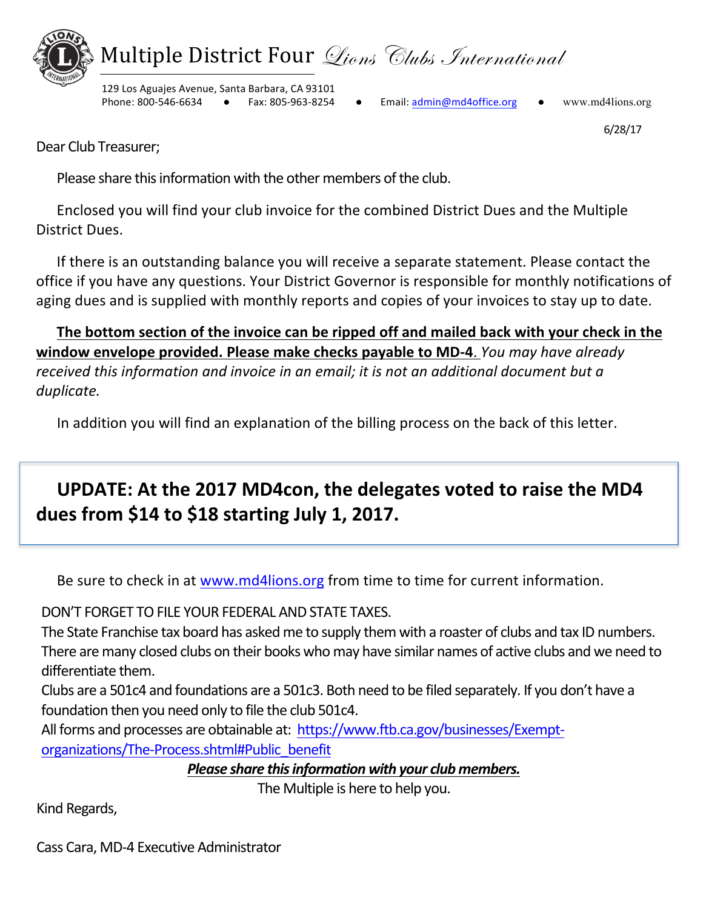# Multiple District Four *Lions Clubs International*

129 Los Aguajes Avenue, Santa Barbara, CA 93101
Phone: 800-546-6634 ● Fax: 805-963-8254 ● Email: admin@md4office.org ● www.md4lions.org

6/28/17

Dear Club Treasurer;

Please share this information with the other members of the club.

Enclosed you will find your club invoice for the combined District Dues and the Multiple District Dues.

If there is an outstanding balance you will receive a separate statement. Please contact the office if you have any questions. Your District Governor is responsible for monthly notifications of aging dues and is supplied with monthly reports and copies of your invoices to stay up to date.

**The bottom section of the invoice can be ripped off and mailed back with your check in the window envelope provided. Please make checks payable to MD-4**. *You may have already received this information and invoice in an email; it is not an additional document but a duplicate.*

In addition you will find an explanation of the billing process on the back of this letter.

**UPDATE: At the 2017 MD4con, the delegates voted to raise the MD4 dues from $14 to $18 starting July 1, 2017.**

Be sure to check in at www.md4lions.org from time to time for current information.

DON'T FORGET TO FILE YOUR FEDERAL AND STATE TAXES.
The State Franchise tax board has asked me to supply them with a roaster of clubs and tax ID numbers. There are many closed clubs on their books who may have similar names of active clubs and we need to differentiate them.
Clubs are a 501c4 and foundations are a 501c3. Both need to be filed separately. If you don't have a foundation then you need only to file the club 501c4.
All forms and processes are obtainable at: https://www.ftb.ca.gov/businesses/Exempt-organizations/The-Process.shtml#Public_benefit

***Please share this information with your club members.***

The Multiple is here to help you.

Kind Regards,

Cass Cara, MD-4 Executive Administrator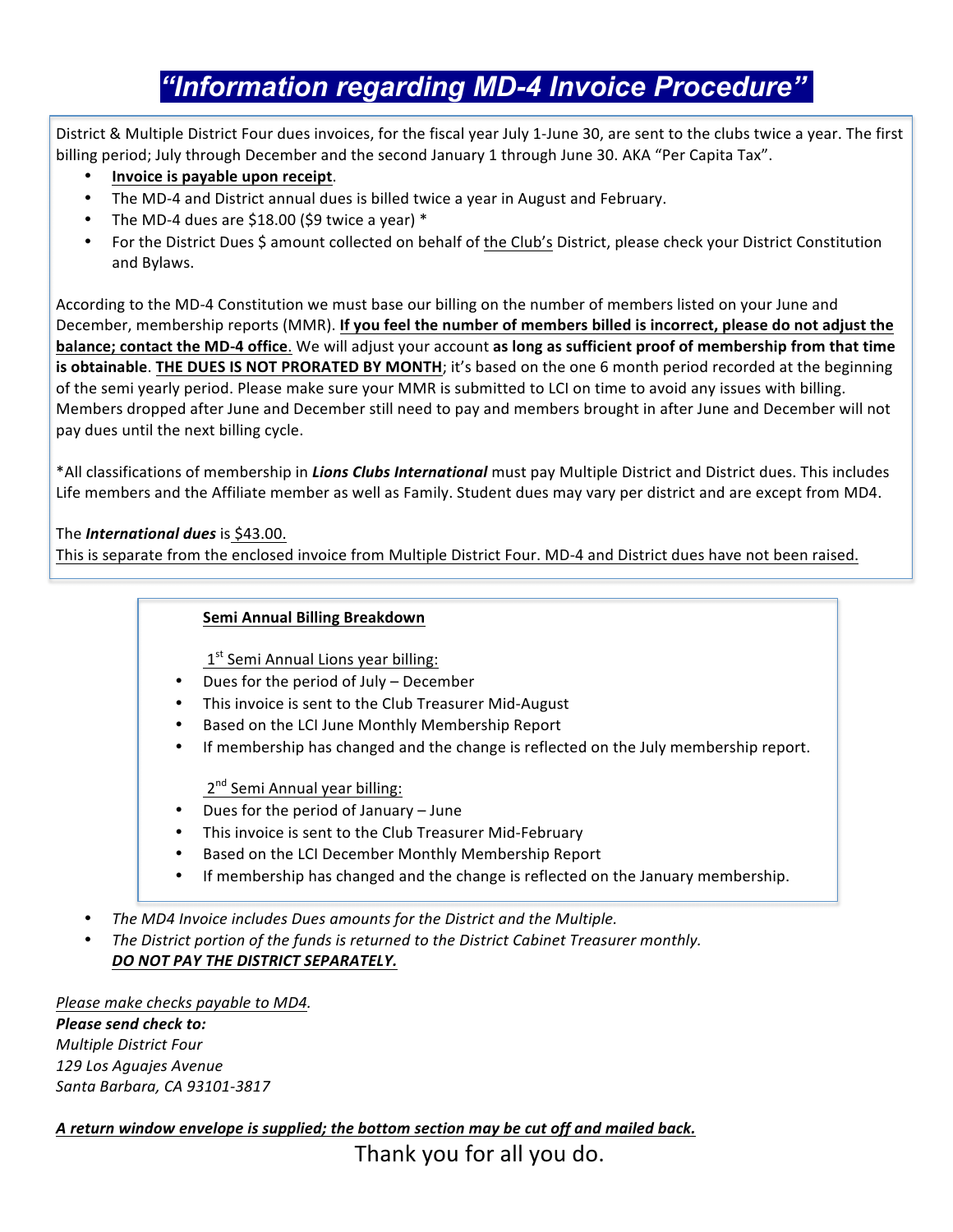# *"Information regarding MD-4 Invoice Procedure"*

District & Multiple District Four dues invoices, for the fiscal year July 1-June 30, are sent to the clubs twice a year. The first billing period; July through December and the second January 1 through June 30. AKA "Per Capita Tax".

- **Invoice is payable upon receipt**.
- The MD-4 and District annual dues is billed twice a year in August and February.
- The MD-4 dues are $18.00 ($9 twice a year) *
- For the District Dues $ amount collected on behalf of the Club's District, please check your District Constitution and Bylaws.

According to the MD-4 Constitution we must base our billing on the number of members listed on your June and December, membership reports (MMR). **If you feel the number of members billed is incorrect, please do not adjust the balance; contact the MD-4 office**. We will adjust your account **as long as sufficient proof of membership from that time is obtainable**. **THE DUES IS NOT PRORATED BY MONTH**; it's based on the one 6 month period recorded at the beginning of the semi yearly period. Please make sure your MMR is submitted to LCI on time to avoid any issues with billing. Members dropped after June and December still need to pay and members brought in after June and December will not pay dues until the next billing cycle.

*All classifications of membership in ***Lions Clubs International*** must pay Multiple District and District dues. This includes Life members and the Affiliate member as well as Family. Student dues may vary per district and are except from MD4.

The ***International dues*** is $43.00.
This is separate from the enclosed invoice from Multiple District Four. MD-4 and District dues have not been raised.

**Semi Annual Billing Breakdown**

1st Semi Annual Lions year billing:

- Dues for the period of July – December
- This invoice is sent to the Club Treasurer Mid-August
- Based on the LCI June Monthly Membership Report
- If membership has changed and the change is reflected on the July membership report.

2nd Semi Annual year billing:

- Dues for the period of January – June
- This invoice is sent to the Club Treasurer Mid-February
- Based on the LCI December Monthly Membership Report
- If membership has changed and the change is reflected on the January membership.

- *The MD4 Invoice includes Dues amounts for the District and the Multiple.*
- *The District portion of the funds is returned to the District Cabinet Treasurer monthly.*
  ***DO NOT PAY THE DISTRICT SEPARATELY.***

*Please make checks payable to MD4.*
***Please send check to:***
*Multiple District Four*
*129 Los Aguajes Avenue*
*Santa Barbara, CA 93101-3817*

***A return window envelope is supplied; the bottom section may be cut off and mailed back.***

Thank you for all you do.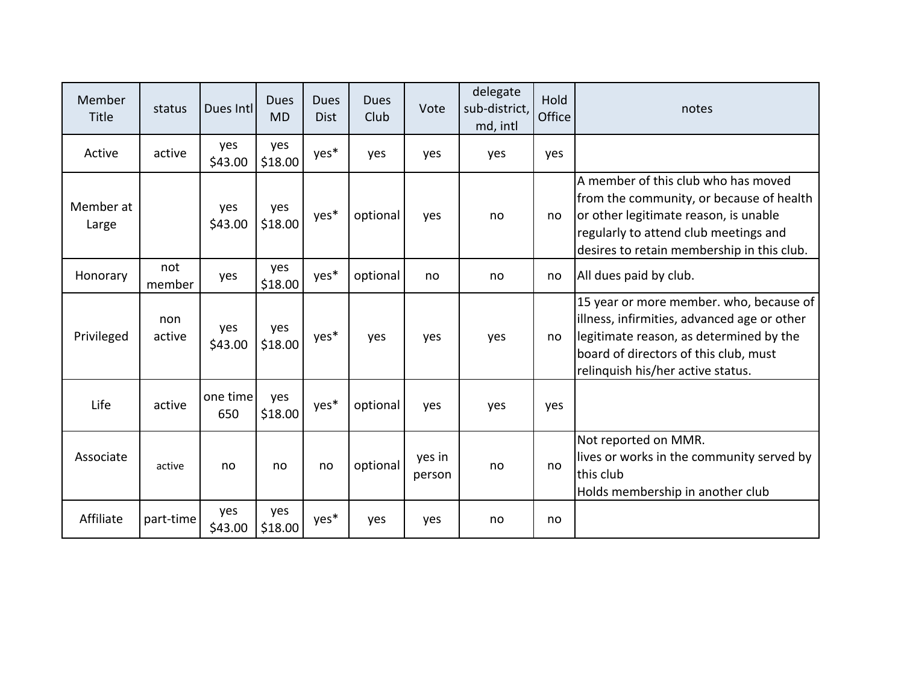| Member Title | status | Dues Intl | Dues MD | Dues Dist | Dues Club | Vote | delegate sub-district, md, intl | Hold Office | notes |
|---|---|---|---|---|---|---|---|---|---|
| Active | active | yes $43.00 | yes $18.00 | yes* | yes | yes | yes | yes | |
| Member at Large | | yes $43.00 | yes $18.00 | yes* | optional | yes | no | no | A member of this club who has moved from the community, or because of health or other legitimate reason, is unable regularly to attend club meetings and desires to retain membership in this club. |
| Honorary | not member | yes | yes $18.00 | yes* | optional | no | no | no | All dues paid by club. |
| Privileged | non active | yes $43.00 | yes $18.00 | yes* | yes | yes | yes | no | 15 year or more member. who, because of illness, infirmities, advanced age or other legitimate reason, as determined by the board of directors of this club, must relinquish his/her active status. |
| Life | active | one time 650 | yes $18.00 | yes* | optional | yes | yes | yes | |
| Associate | active | no | no | no | optional | yes in person | no | no | Not reported on MMR.<br>lives or works in the community served by this club<br>Holds membership in another club |
| Affiliate | part-time | yes $43.00 | yes $18.00 | yes* | yes | yes | no | no | |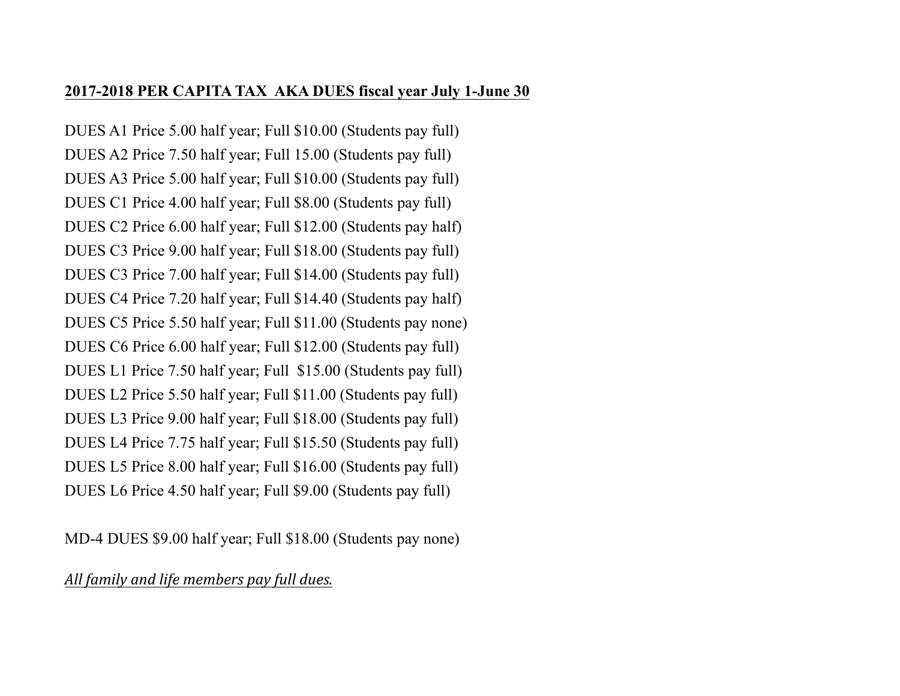**2017-2018 PER CAPITA TAX AKA DUES fiscal year July 1-June 30**

DUES A1 Price 5.00 half year; Full $10.00 (Students pay full)

DUES A2 Price 7.50 half year; Full 15.00 (Students pay full)

DUES A3 Price 5.00 half year; Full $10.00 (Students pay full)

DUES C1 Price 4.00 half year; Full $8.00 (Students pay full)

DUES C2 Price 6.00 half year; Full $12.00 (Students pay half)

DUES C3 Price 9.00 half year; Full $18.00 (Students pay full)

DUES C3 Price 7.00 half year; Full $14.00 (Students pay full)

DUES C4 Price 7.20 half year; Full $14.40 (Students pay half)

DUES C5 Price 5.50 half year; Full $11.00 (Students pay none)

DUES C6 Price 6.00 half year; Full $12.00 (Students pay full)

DUES L1 Price 7.50 half year; Full $15.00 (Students pay full)

DUES L2 Price 5.50 half year; Full $11.00 (Students pay full)

DUES L3 Price 9.00 half year; Full $18.00 (Students pay full)

DUES L4 Price 7.75 half year; Full $15.50 (Students pay full)

DUES L5 Price 8.00 half year; Full $16.00 (Students pay full)

DUES L6 Price 4.50 half year; Full $9.00 (Students pay full)

MD-4 DUES $9.00 half year; Full $18.00 (Students pay none)

*All family and life members pay full dues.*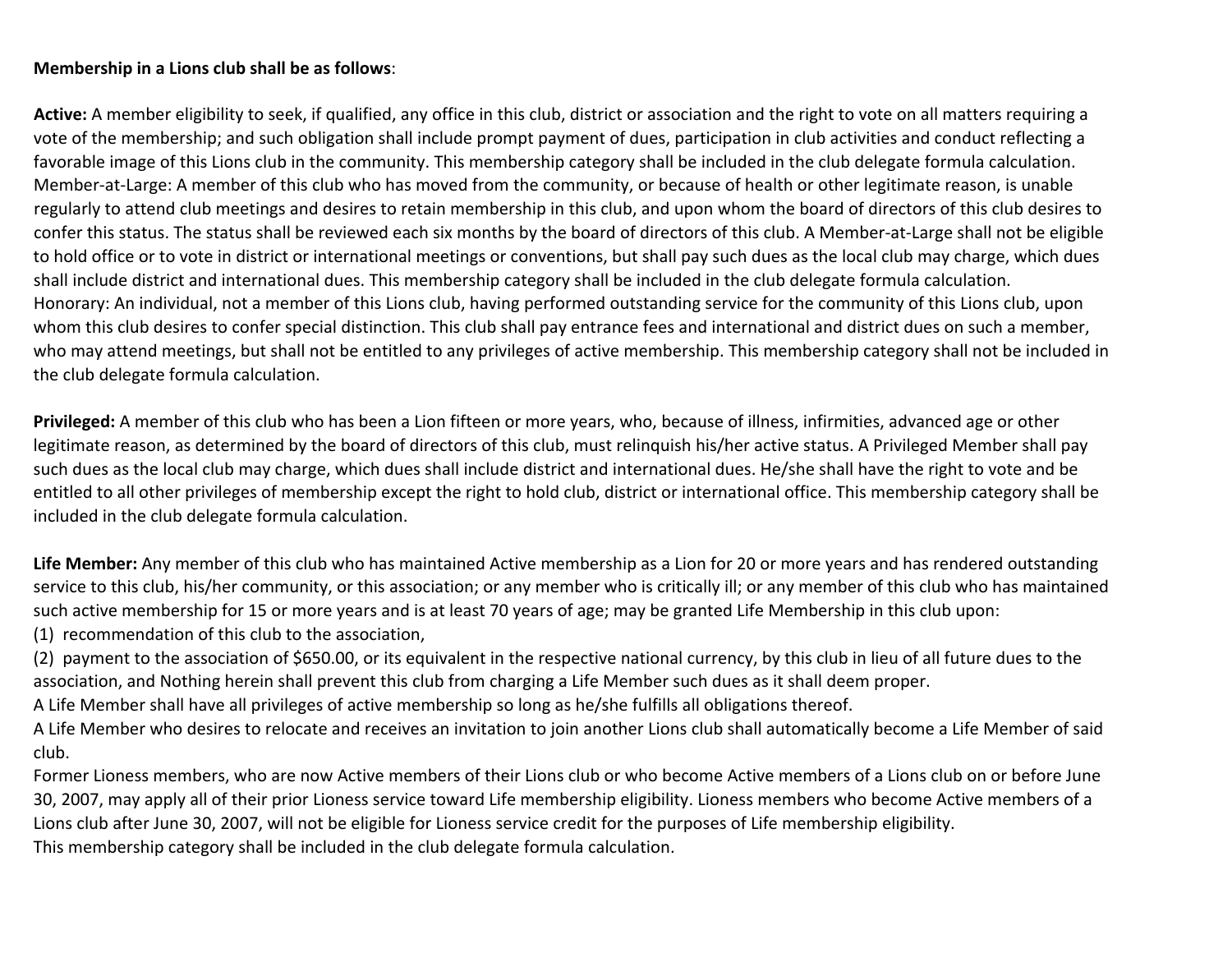**Membership in a Lions club shall be as follows**:

**Active:** A member eligibility to seek, if qualified, any office in this club, district or association and the right to vote on all matters requiring a vote of the membership; and such obligation shall include prompt payment of dues, participation in club activities and conduct reflecting a favorable image of this Lions club in the community. This membership category shall be included in the club delegate formula calculation.
Member-at-Large: A member of this club who has moved from the community, or because of health or other legitimate reason, is unable regularly to attend club meetings and desires to retain membership in this club, and upon whom the board of directors of this club desires to confer this status. The status shall be reviewed each six months by the board of directors of this club. A Member-at-Large shall not be eligible to hold office or to vote in district or international meetings or conventions, but shall pay such dues as the local club may charge, which dues shall include district and international dues. This membership category shall be included in the club delegate formula calculation.
Honorary: An individual, not a member of this Lions club, having performed outstanding service for the community of this Lions club, upon whom this club desires to confer special distinction. This club shall pay entrance fees and international and district dues on such a member, who may attend meetings, but shall not be entitled to any privileges of active membership. This membership category shall not be included in the club delegate formula calculation.

**Privileged:** A member of this club who has been a Lion fifteen or more years, who, because of illness, infirmities, advanced age or other legitimate reason, as determined by the board of directors of this club, must relinquish his/her active status. A Privileged Member shall pay such dues as the local club may charge, which dues shall include district and international dues. He/she shall have the right to vote and be entitled to all other privileges of membership except the right to hold club, district or international office. This membership category shall be included in the club delegate formula calculation.

**Life Member:** Any member of this club who has maintained Active membership as a Lion for 20 or more years and has rendered outstanding service to this club, his/her community, or this association; or any member who is critically ill; or any member of this club who has maintained such active membership for 15 or more years and is at least 70 years of age; may be granted Life Membership in this club upon:
(1) recommendation of this club to the association,
(2) payment to the association of $650.00, or its equivalent in the respective national currency, by this club in lieu of all future dues to the association, and Nothing herein shall prevent this club from charging a Life Member such dues as it shall deem proper.
A Life Member shall have all privileges of active membership so long as he/she fulfills all obligations thereof.
A Life Member who desires to relocate and receives an invitation to join another Lions club shall automatically become a Life Member of said club.
Former Lioness members, who are now Active members of their Lions club or who become Active members of a Lions club on or before June 30, 2007, may apply all of their prior Lioness service toward Life membership eligibility. Lioness members who become Active members of a Lions club after June 30, 2007, will not be eligible for Lioness service credit for the purposes of Life membership eligibility.
This membership category shall be included in the club delegate formula calculation.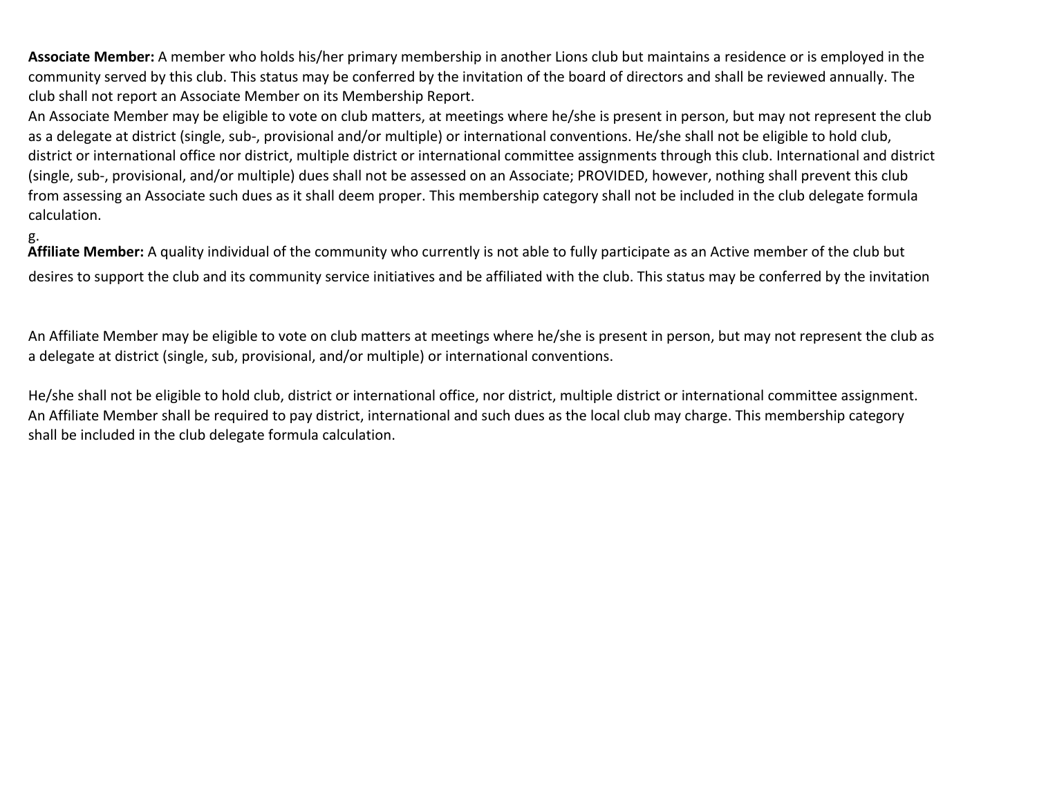**Associate Member:** A member who holds his/her primary membership in another Lions club but maintains a residence or is employed in the community served by this club. This status may be conferred by the invitation of the board of directors and shall be reviewed annually. The club shall not report an Associate Member on its Membership Report.

An Associate Member may be eligible to vote on club matters, at meetings where he/she is present in person, but may not represent the club as a delegate at district (single, sub-, provisional and/or multiple) or international conventions. He/she shall not be eligible to hold club, district or international office nor district, multiple district or international committee assignments through this club. International and district (single, sub-, provisional, and/or multiple) dues shall not be assessed on an Associate; PROVIDED, however, nothing shall prevent this club from assessing an Associate such dues as it shall deem proper. This membership category shall not be included in the club delegate formula calculation.

g.
**Affiliate Member:** A quality individual of the community who currently is not able to fully participate as an Active member of the club but desires to support the club and its community service initiatives and be affiliated with the club. This status may be conferred by the invitation

An Affiliate Member may be eligible to vote on club matters at meetings where he/she is present in person, but may not represent the club as a delegate at district (single, sub, provisional, and/or multiple) or international conventions.

He/she shall not be eligible to hold club, district or international office, nor district, multiple district or international committee assignment. An Affiliate Member shall be required to pay district, international and such dues as the local club may charge. This membership category shall be included in the club delegate formula calculation.